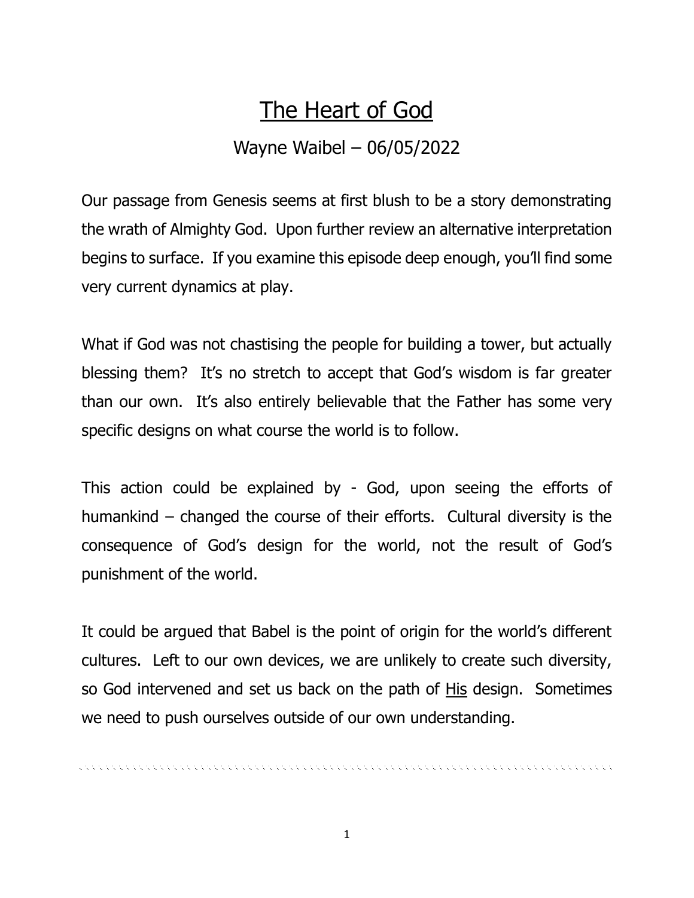# <u>The Heart of God</u>

Wayne Waibel – 06/05/2022

Our passage from Genesis seems at first blush to be a story demonstrating the wrath of Almighty God. Upon further review an alternative interpretation begins to surface. If you examine this episode deep enough, you'll find some very current dynamics at play.

What if God was not chastising the people for building a tower, but actually blessing them? It's no stretch to accept that God's wisdom is far greater than our own. It's also entirely believable that the Father has some very specific designs on what course the world is to follow.

This action could be explained by - God, upon seeing the efforts of humankind – changed the course of their efforts. Cultural diversity is the consequence of God's design for the world, not the result of God's punishment of the world.

It could be argued that Babel is the point of origin for the world's different cultures. Left to our own devices, we are unlikely to create such diversity, so God intervened and set us back on the path of <u>His</u> design. Sometimes we need to push ourselves outside of our own understanding.

---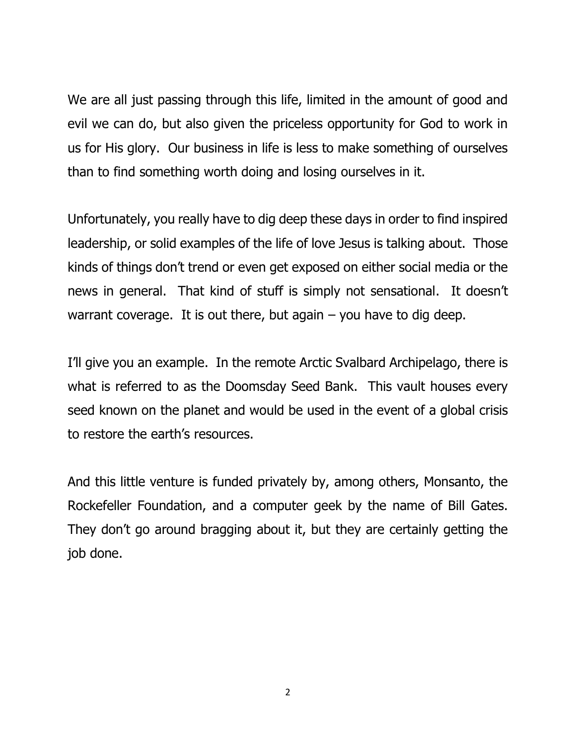We are all just passing through this life, limited in the amount of good and evil we can do, but also given the priceless opportunity for God to work in us for His glory. Our business in life is less to make something of ourselves than to find something worth doing and losing ourselves in it.

Unfortunately, you really have to dig deep these days in order to find inspired leadership, or solid examples of the life of love Jesus is talking about. Those kinds of things don't trend or even get exposed on either social media or the news in general. That kind of stuff is simply not sensational. It doesn't warrant coverage. It is out there, but again – you have to dig deep.

I'll give you an example. In the remote Arctic Svalbard Archipelago, there is what is referred to as the Doomsday Seed Bank. This vault houses every seed known on the planet and would be used in the event of a global crisis to restore the earth's resources.

And this little venture is funded privately by, among others, Monsanto, the Rockefeller Foundation, and a computer geek by the name of Bill Gates. They don't go around bragging about it, but they are certainly getting the job done.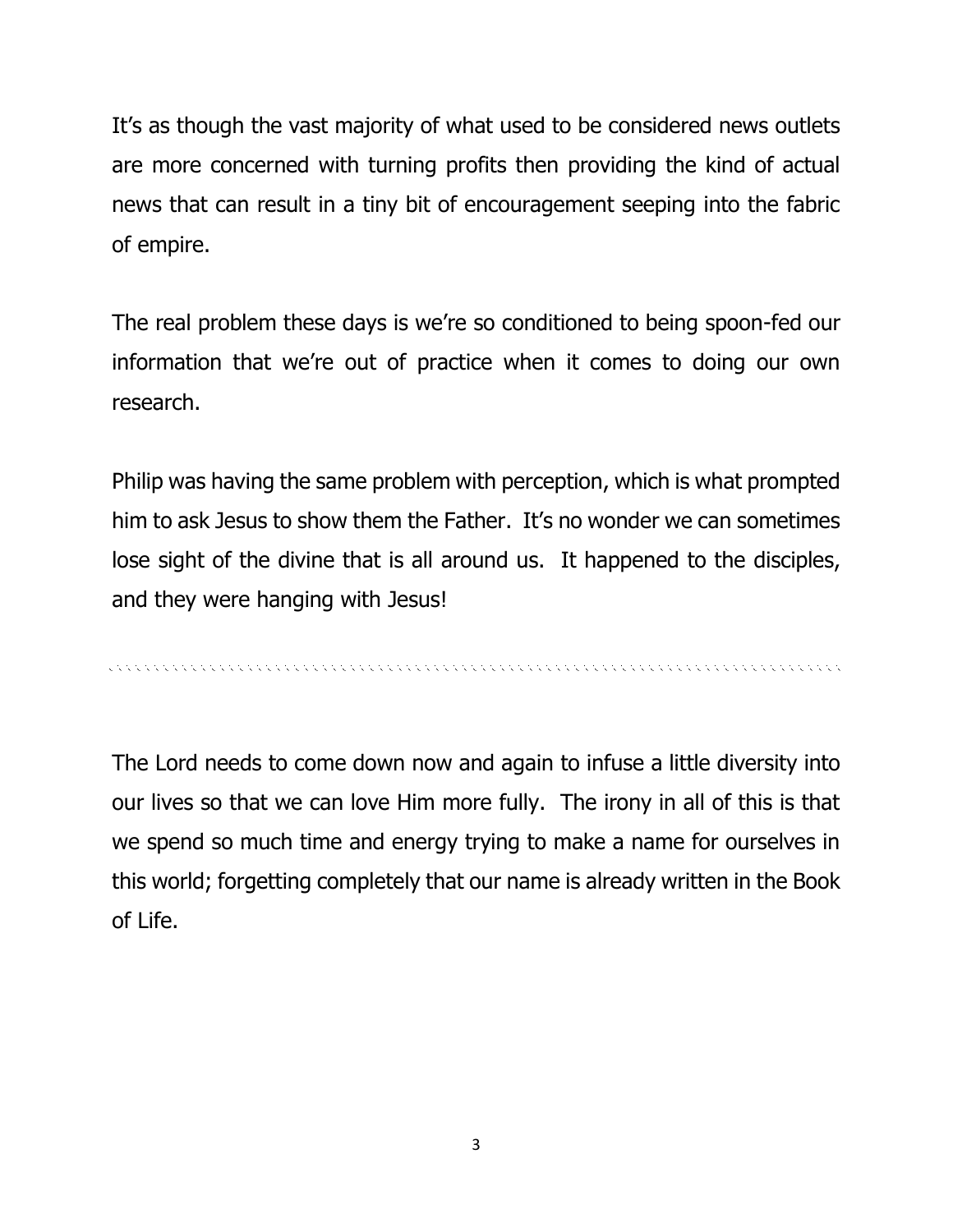It's as though the vast majority of what used to be considered news outlets are more concerned with turning profits then providing the kind of actual news that can result in a tiny bit of encouragement seeping into the fabric of empire.

The real problem these days is we're so conditioned to being spoon-fed our information that we're out of practice when it comes to doing our own research.

Philip was having the same problem with perception, which is what prompted him to ask Jesus to show them the Father. It's no wonder we can sometimes lose sight of the divine that is all around us. It happened to the disciples, and they were hanging with Jesus!

---

The Lord needs to come down now and again to infuse a little diversity into our lives so that we can love Him more fully. The irony in all of this is that we spend so much time and energy trying to make a name for ourselves in this world; forgetting completely that our name is already written in the Book of Life.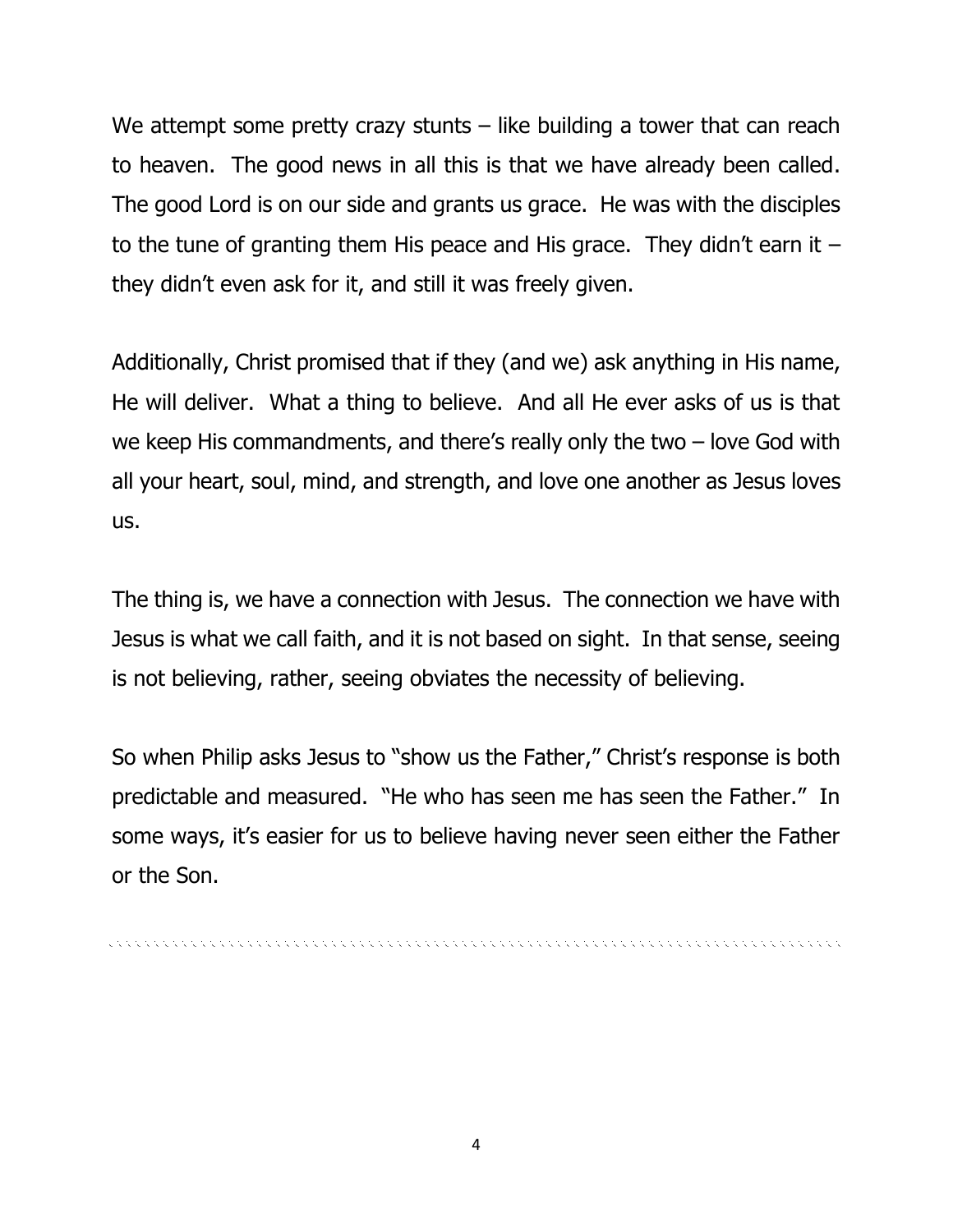We attempt some pretty crazy stunts – like building a tower that can reach to heaven. The good news in all this is that we have already been called. The good Lord is on our side and grants us grace. He was with the disciples to the tune of granting them His peace and His grace. They didn't earn it – they didn't even ask for it, and still it was freely given.

Additionally, Christ promised that if they (and we) ask anything in His name, He will deliver. What a thing to believe. And all He ever asks of us is that we keep His commandments, and there's really only the two – love God with all your heart, soul, mind, and strength, and love one another as Jesus loves us.

The thing is, we have a connection with Jesus. The connection we have with Jesus is what we call faith, and it is not based on sight. In that sense, seeing is not believing, rather, seeing obviates the necessity of believing.

So when Philip asks Jesus to "show us the Father," Christ's response is both predictable and measured. "He who has seen me has seen the Father." In some ways, it's easier for us to believe having never seen either the Father or the Son.

---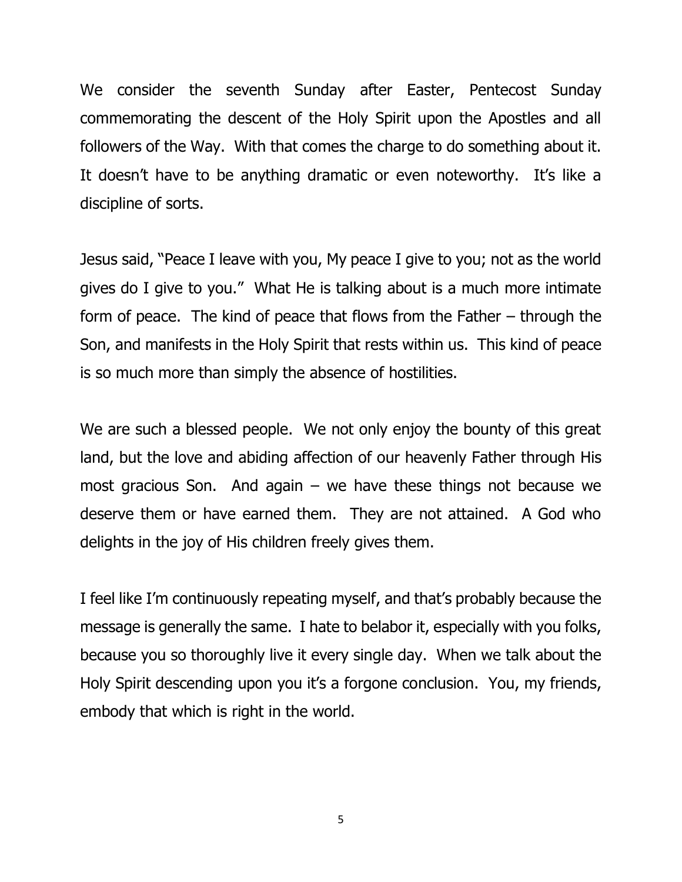We consider the seventh Sunday after Easter, Pentecost Sunday commemorating the descent of the Holy Spirit upon the Apostles and all followers of the Way. With that comes the charge to do something about it. It doesn't have to be anything dramatic or even noteworthy. It's like a discipline of sorts.

Jesus said, "Peace I leave with you, My peace I give to you; not as the world gives do I give to you." What He is talking about is a much more intimate form of peace. The kind of peace that flows from the Father – through the Son, and manifests in the Holy Spirit that rests within us. This kind of peace is so much more than simply the absence of hostilities.

We are such a blessed people. We not only enjoy the bounty of this great land, but the love and abiding affection of our heavenly Father through His most gracious Son. And again – we have these things not because we deserve them or have earned them. They are not attained. A God who delights in the joy of His children freely gives them.

I feel like I'm continuously repeating myself, and that's probably because the message is generally the same. I hate to belabor it, especially with you folks, because you so thoroughly live it every single day. When we talk about the Holy Spirit descending upon you it's a forgone conclusion. You, my friends, embody that which is right in the world.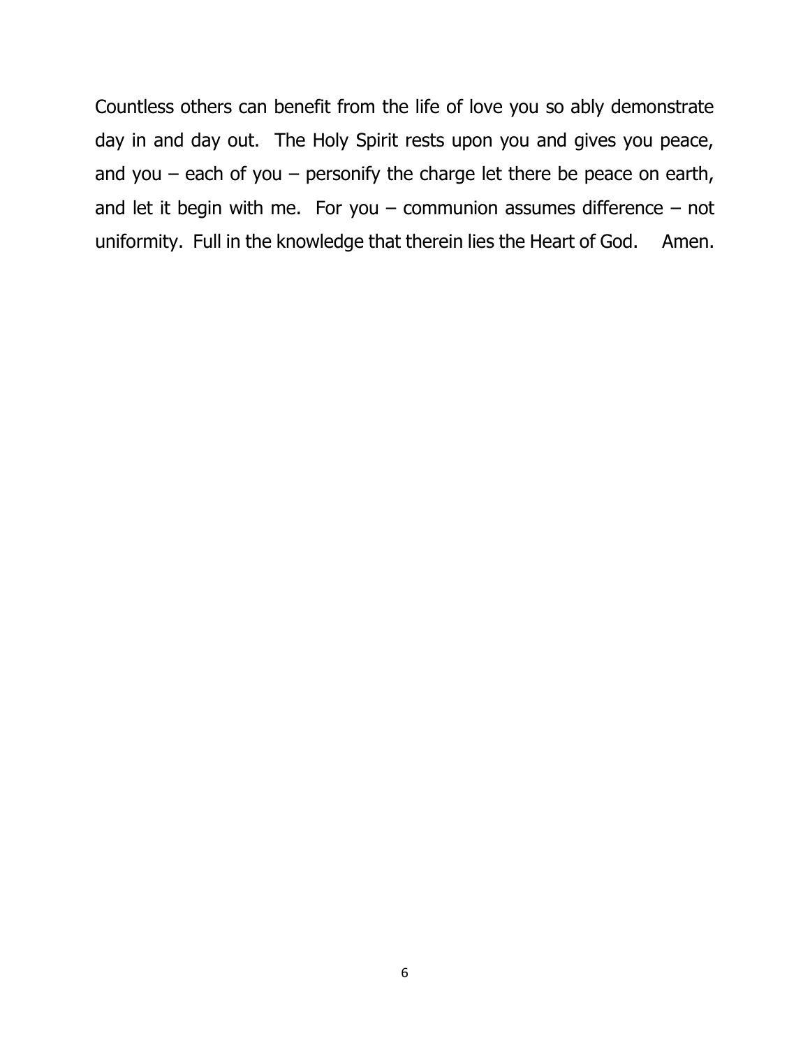Countless others can benefit from the life of love you so ably demonstrate day in and day out. The Holy Spirit rests upon you and gives you peace, and you – each of you – personify the charge let there be peace on earth, and let it begin with me. For you – communion assumes difference – not uniformity. Full in the knowledge that therein lies the Heart of God. Amen.